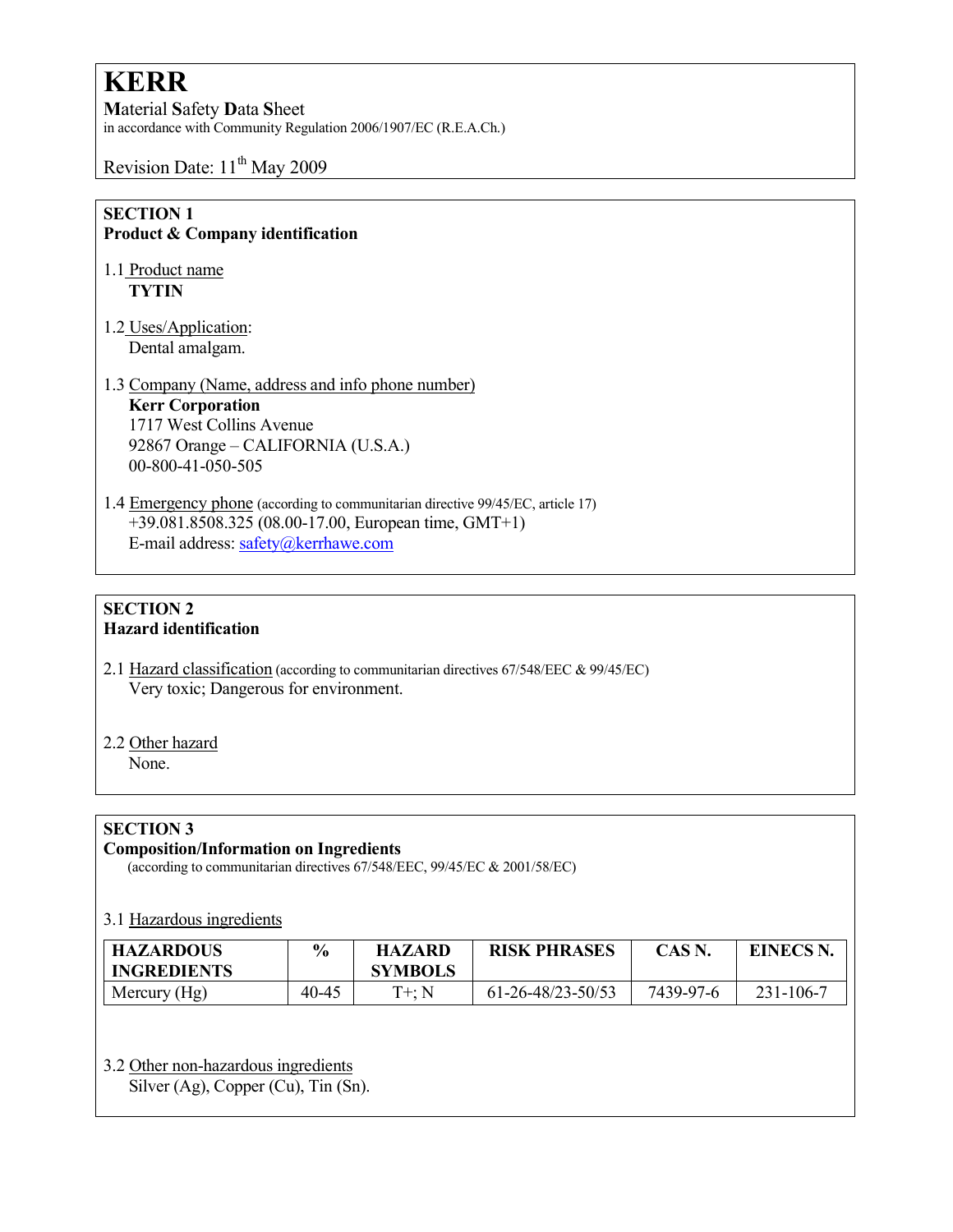# KERR

**M**aterial **S**afety **D**ata **S**heet
in accordance with Community Regulation 2006/1907/EC (R.E.A.Ch.)

Revision Date: 11th May 2009

## SECTION 1
## Product & Company identification

1.1 Product name
**TYTIN**

1.2 Uses/Application:
Dental amalgam.

1.3 Company (Name, address and info phone number)
**Kerr Corporation**
1717 West Collins Avenue
92867 Orange – CALIFORNIA (U.S.A.)
00-800-41-050-505

1.4 Emergency phone (according to communitarian directive 99/45/EC, article 17)
+39.081.8508.325 (08.00-17.00, European time, GMT+1)
E-mail address: safety@kerrhawe.com

## SECTION 2
## Hazard identification

2.1 Hazard classification (according to communitarian directives 67/548/EEC & 99/45/EC)
Very toxic; Dangerous for environment.

2.2 Other hazard
None.

## SECTION 3
## Composition/Information on Ingredients

(according to communitarian directives 67/548/EEC, 99/45/EC & 2001/58/EC)

3.1 Hazardous ingredients

| HAZARDOUS INGREDIENTS | % | HAZARD SYMBOLS | RISK PHRASES | CAS N. | EINECS N. |
|---|---|---|---|---|---|
| Mercury (Hg) | 40-45 | T+; N | 61-26-48/23-50/53 | 7439-97-6 | 231-106-7 |

3.2 Other non-hazardous ingredients
Silver (Ag), Copper (Cu), Tin (Sn).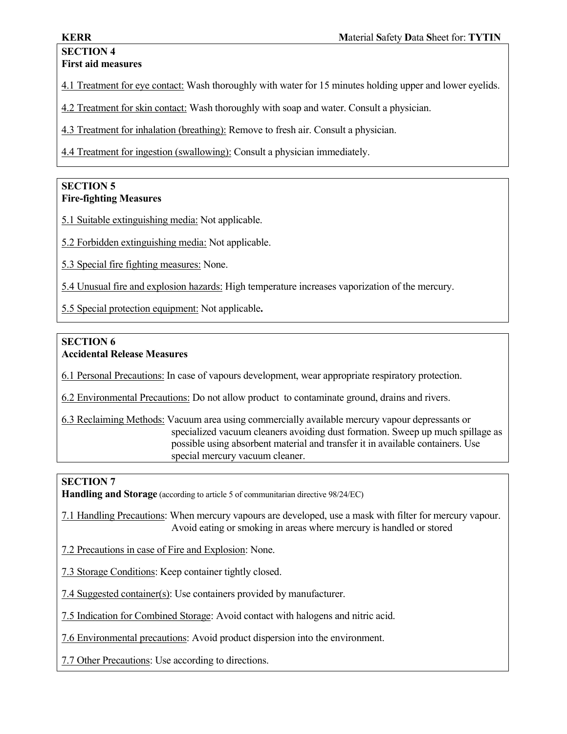## SECTION 4
**First aid measures**

4.1 Treatment for eye contact: Wash thoroughly with water for 15 minutes holding upper and lower eyelids.

4.2 Treatment for skin contact: Wash thoroughly with soap and water. Consult a physician.

4.3 Treatment for inhalation (breathing): Remove to fresh air. Consult a physician.

4.4 Treatment for ingestion (swallowing): Consult a physician immediately.

## SECTION 5
**Fire-fighting Measures**

5.1 Suitable extinguishing media: Not applicable.

5.2 Forbidden extinguishing media: Not applicable.

5.3 Special fire fighting measures: None.

5.4 Unusual fire and explosion hazards: High temperature increases vaporization of the mercury.

5.5 Special protection equipment: Not applicable**.**

## SECTION 6
**Accidental Release Measures**

6.1 Personal Precautions: In case of vapours development, wear appropriate respiratory protection.

6.2 Environmental Precautions: Do not allow product to contaminate ground, drains and rivers.

6.3 Reclaiming Methods: Vacuum area using commercially available mercury vapour depressants or specialized vacuum cleaners avoiding dust formation. Sweep up much spillage as possible using absorbent material and transfer it in available containers. Use special mercury vacuum cleaner.

## SECTION 7
**Handling and Storage** (according to article 5 of communitarian directive 98/24/EC)

7.1 Handling Precautions: When mercury vapours are developed, use a mask with filter for mercury vapour. Avoid eating or smoking in areas where mercury is handled or stored

7.2 Precautions in case of Fire and Explosion: None.

7.3 Storage Conditions: Keep container tightly closed.

7.4 Suggested container(s): Use containers provided by manufacturer.

7.5 Indication for Combined Storage: Avoid contact with halogens and nitric acid.

7.6 Environmental precautions: Avoid product dispersion into the environment.

7.7 Other Precautions: Use according to directions.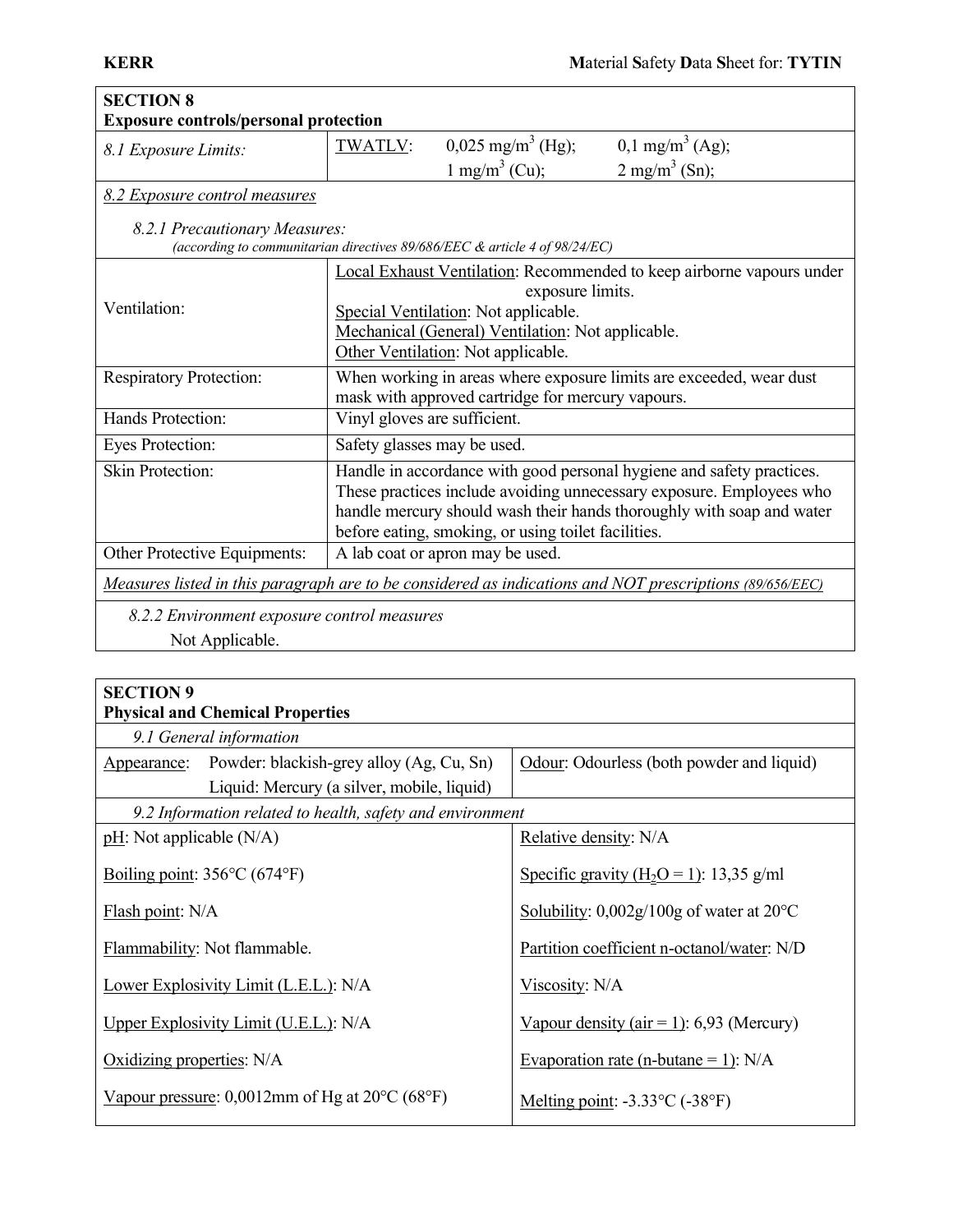## SECTION 8
## Exposure controls/personal protection

| *8.1 Exposure Limits:* | TWATLV: $0{,}025\ mg/m^3$ (Hg); $0{,}1\ mg/m^3$ (Ag); $1\ mg/m^3$ (Cu); $2\ mg/m^3$ (Sn); |
|---|---|

*8.2 Exposure control measures*

*8.2.1 Precautionary Measures:*
*(according to communitarian directives 89/686/EEC & article 4 of 98/24/EC)*

| | |
|---|---|
| Ventilation: | Local Exhaust Ventilation: Recommended to keep airborne vapours under exposure limits.<br>Special Ventilation: Not applicable.<br>Mechanical (General) Ventilation: Not applicable.<br>Other Ventilation: Not applicable. |
| Respiratory Protection: | When working in areas where exposure limits are exceeded, wear dust mask with approved cartridge for mercury vapours. |
| Hands Protection: | Vinyl gloves are sufficient. |
| Eyes Protection: | Safety glasses may be used. |
| Skin Protection: | Handle in accordance with good personal hygiene and safety practices. These practices include avoiding unnecessary exposure. Employees who handle mercury should wash their hands thoroughly with soap and water before eating, smoking, or using toilet facilities. |
| Other Protective Equipments: | A lab coat or apron may be used. |

*Measures listed in this paragraph are to be considered as indications and NOT prescriptions (89/656/EEC)*

*8.2.2 Environment exposure control measures*

Not Applicable.

## SECTION 9
## Physical and Chemical Properties

*9.1 General information*

| | |
|---|---|
| Appearance: Powder: blackish-grey alloy (Ag, Cu, Sn)<br>Liquid: Mercury (a silver, mobile, liquid) | Odour: Odourless (both powder and liquid) |

*9.2 Information related to health, safety and environment*

| | |
|---|---|
| pH: Not applicable (N/A) | Relative density: N/A |
| Boiling point: 356°C (674°F) | Specific gravity ($H_2O = 1$): 13,35 g/ml |
| Flash point: N/A | Solubility: 0,002g/100g of water at 20°C |
| Flammability: Not flammable. | Partition coefficient n-octanol/water: N/D |
| Lower Explosivity Limit (L.E.L.): N/A | Viscosity: N/A |
| Upper Explosivity Limit (U.E.L.): N/A | Vapour density (air = 1): 6,93 (Mercury) |
| Oxidizing properties: N/A | Evaporation rate (n-butane = 1): N/A |
| Vapour pressure: 0,0012mm of Hg at 20°C (68°F) | Melting point: -3.33°C (-38°F) |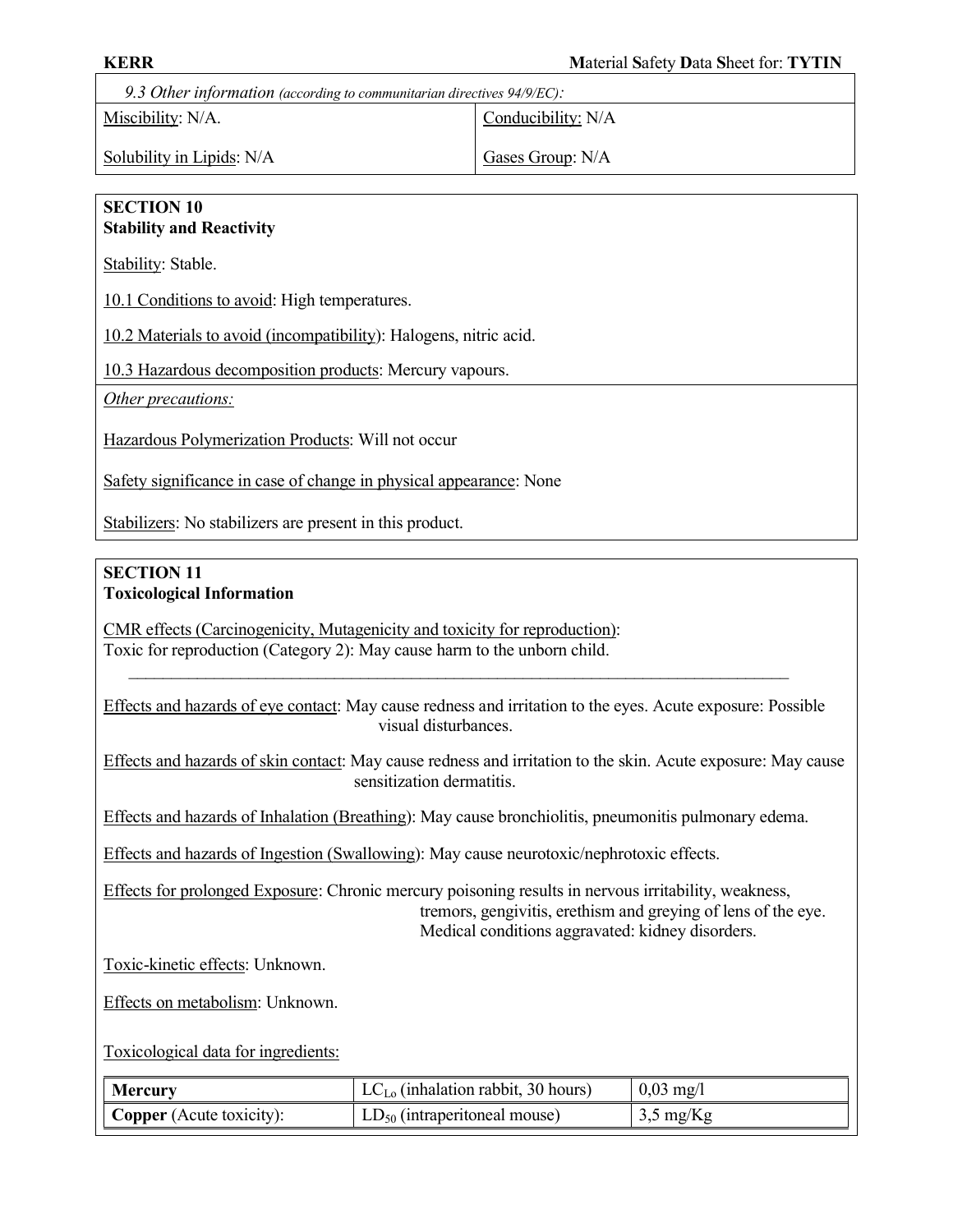*9.3 Other information (according to communitarian directives 94/9/EC):*

| Miscibility: N/A. | Conducibility: N/A |
|---|---|
| Solubility in Lipids: N/A | Gases Group: N/A |

## SECTION 10
**Stability and Reactivity**

Stability: Stable.

10.1 Conditions to avoid: High temperatures.

10.2 Materials to avoid (incompatibility): Halogens, nitric acid.

10.3 Hazardous decomposition products: Mercury vapours.

*Other precautions:*

Hazardous Polymerization Products: Will not occur

Safety significance in case of change in physical appearance: None

Stabilizers: No stabilizers are present in this product.

## SECTION 11
**Toxicological Information**

CMR effects (Carcinogenicity, Mutagenicity and toxicity for reproduction):
Toxic for reproduction (Category 2): May cause harm to the unborn child.

---

Effects and hazards of eye contact: May cause redness and irritation to the eyes. Acute exposure: Possible visual disturbances.

Effects and hazards of skin contact: May cause redness and irritation to the skin. Acute exposure: May cause sensitization dermatitis.

Effects and hazards of Inhalation (Breathing): May cause bronchiolitis, pneumonitis pulmonary edema.

Effects and hazards of Ingestion (Swallowing): May cause neurotoxic/nephrotoxic effects.

Effects for prolonged Exposure: Chronic mercury poisoning results in nervous irritability, weakness, tremors, gengivitis, erethism and greying of lens of the eye. Medical conditions aggravated: kidney disorders.

Toxic-kinetic effects: Unknown.

Effects on metabolism: Unknown.

Toxicological data for ingredients:

| | | |
|---|---|---|
| **Mercury** | $LC_{Lo}$ (inhalation rabbit, 30 hours) | 0,03 mg/l |
| **Copper** (Acute toxicity): | $LD_{50}$ (intraperitoneal mouse) | 3,5 mg/Kg |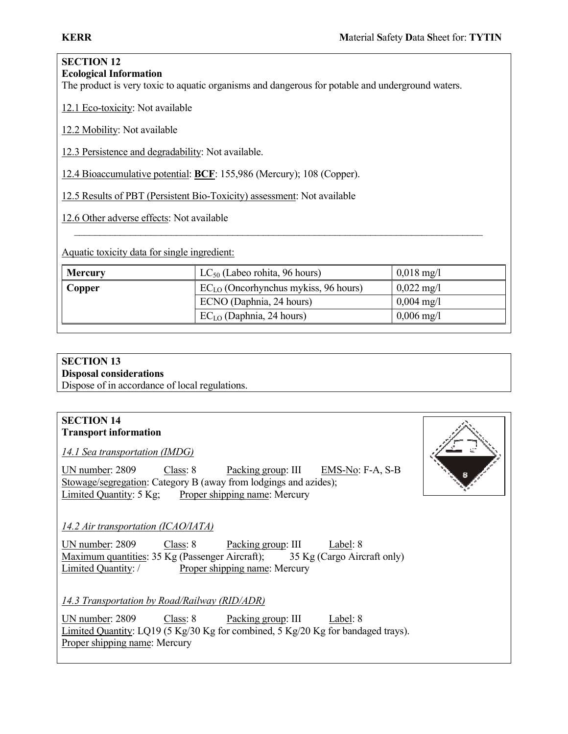## SECTION 12
### Ecological Information

The product is very toxic to aquatic organisms and dangerous for potable and underground waters.

12.1 Eco-toxicity: Not available

12.2 Mobility: Not available

12.3 Persistence and degradability: Not available.

12.4 Bioaccumulative potential: **BCF**: 155,986 (Mercury); 108 (Copper).

12.5 Results of PBT (Persistent Bio-Toxicity) assessment: Not available

12.6 Other adverse effects: Not available

---

Aquatic toxicity data for single ingredient:

| | | |
|---|---|---|
| **Mercury** | $LC_{50}$ (Labeo rohita, 96 hours) | 0,018 mg/l |
| **Copper** | $EC_{LO}$ (Oncorhynchus mykiss, 96 hours) | 0,022 mg/l |
| | ECNO (Daphnia, 24 hours) | 0,004 mg/l |
| | $EC_{LO}$ (Daphnia, 24 hours) | 0,006 mg/l |

## SECTION 13
### Disposal considerations

Dispose of in accordance of local regulations.

## SECTION 14
### Transport information

*14.1 Sea transportation (IMDG)*

UN number: 2809 Class: 8 Packing group: III EMS-No: F-A, S-B
Stowage/segregation: Category B (away from lodgings and azides);
Limited Quantity: 5 Kg; Proper shipping name: Mercury

*14.2 Air transportation (ICAO/IATA)*

UN number: 2809 Class: 8 Packing group: III Label: 8
Maximum quantities: 35 Kg (Passenger Aircraft); 35 Kg (Cargo Aircraft only)
Limited Quantity: / Proper shipping name: Mercury

*14.3 Transportation by Road/Railway (RID/ADR)*

UN number: 2809 Class: 8 Packing group: III Label: 8
Limited Quantity: LQ19 (5 Kg/30 Kg for combined, 5 Kg/20 Kg for bandaged trays).
Proper shipping name: Mercury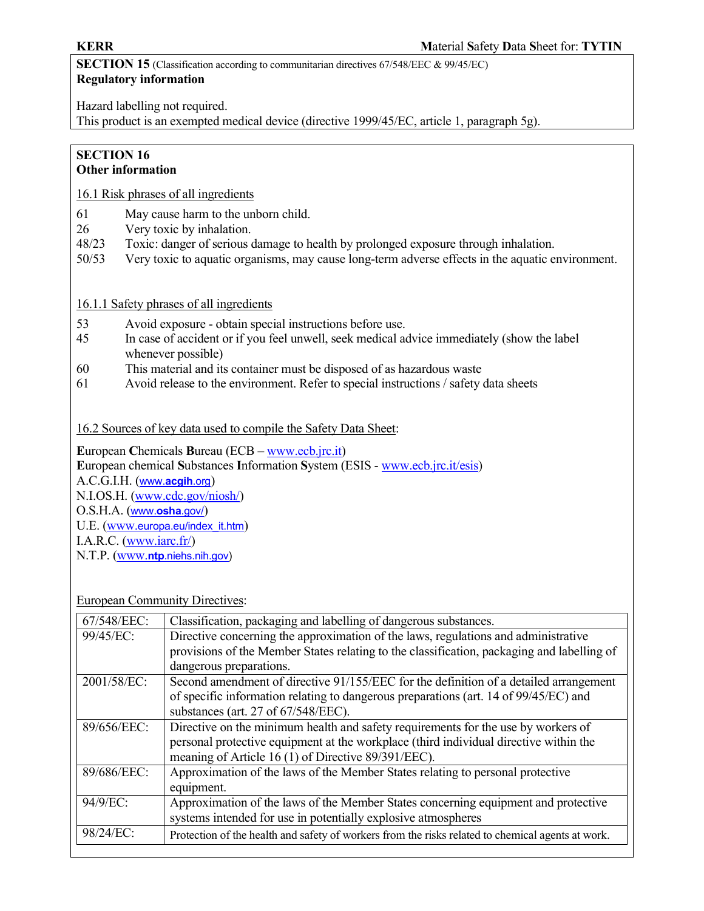## SECTION 15 (Classification according to communitarian directives 67/548/EEC & 99/45/EC)

**Regulatory information**

Hazard labelling not required.
This product is an exempted medical device (directive 1999/45/EC, article 1, paragraph 5g).

## SECTION 16

**Other information**

16.1 Risk phrases of all ingredients

| | |
|---|---|
| 61 | May cause harm to the unborn child. |
| 26 | Very toxic by inhalation. |
| 48/23 | Toxic: danger of serious damage to health by prolonged exposure through inhalation. |
| 50/53 | Very toxic to aquatic organisms, may cause long-term adverse effects in the aquatic environment. |

16.1.1 Safety phrases of all ingredients

| | |
|---|---|
| 53 | Avoid exposure - obtain special instructions before use. |
| 45 | In case of accident or if you feel unwell, seek medical advice immediately (show the label whenever possible) |
| 60 | This material and its container must be disposed of as hazardous waste |
| 61 | Avoid release to the environment. Refer to special instructions / safety data sheets |

16.2 Sources of key data used to compile the Safety Data Sheet:

**E**uropean **C**hemicals **B**ureau (ECB – www.ecb.jrc.it)
**E**uropean chemical **S**ubstances **I**nformation **S**ystem (ESIS - www.ecb.jrc.it/esis)
A.C.G.I.H. (www.acgih.org)
N.I.OS.H. (www.cdc.gov/niosh/)
O.S.H.A. (www.osha.gov/)
U.E. (www.europa.eu/index_it.htm)
I.A.R.C. (www.iarc.fr/)
N.T.P. (www.ntp.niehs.nih.gov)

European Community Directives:

| | |
|---|---|
| 67/548/EEC: | Classification, packaging and labelling of dangerous substances. |
| 99/45/EC: | Directive concerning the approximation of the laws, regulations and administrative provisions of the Member States relating to the classification, packaging and labelling of dangerous preparations. |
| 2001/58/EC: | Second amendment of directive 91/155/EEC for the definition of a detailed arrangement of specific information relating to dangerous preparations (art. 14 of 99/45/EC) and substances (art. 27 of 67/548/EEC). |
| 89/656/EEC: | Directive on the minimum health and safety requirements for the use by workers of personal protective equipment at the workplace (third individual directive within the meaning of Article 16 (1) of Directive 89/391/EEC). |
| 89/686/EEC: | Approximation of the laws of the Member States relating to personal protective equipment. |
| 94/9/EC: | Approximation of the laws of the Member States concerning equipment and protective systems intended for use in potentially explosive atmospheres |
| 98/24/EC: | Protection of the health and safety of workers from the risks related to chemical agents at work. |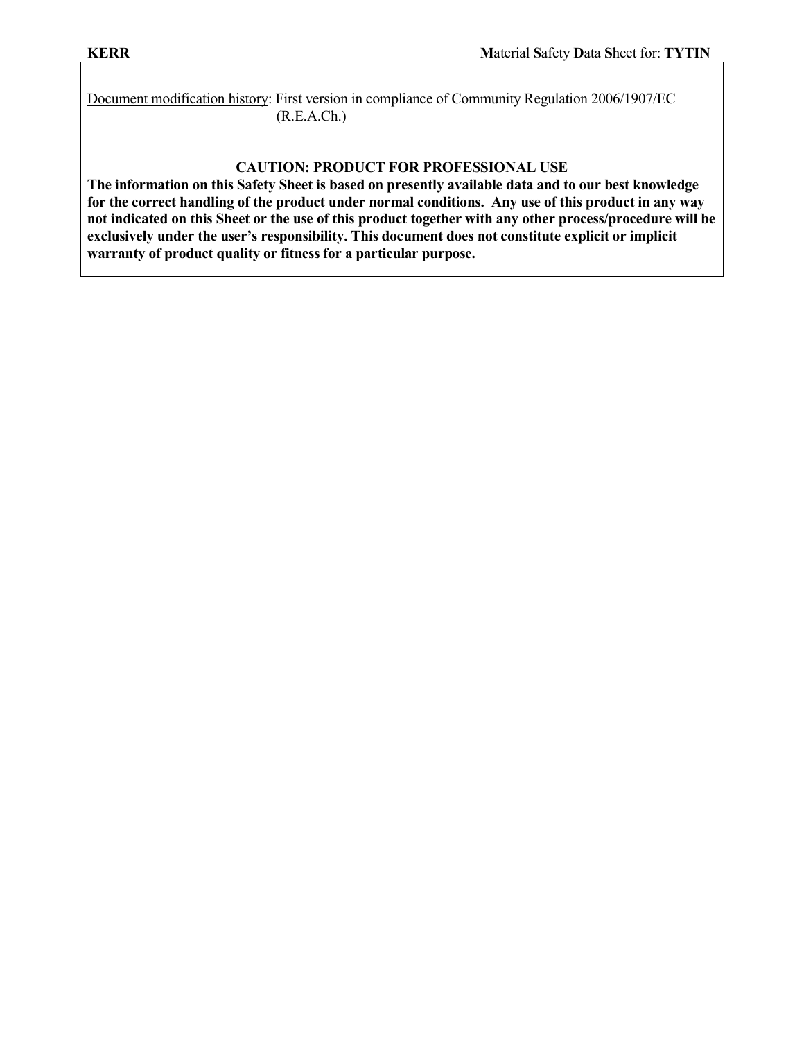Document modification history: First version in compliance of Community Regulation 2006/1907/EC (R.E.A.Ch.)

**CAUTION: PRODUCT FOR PROFESSIONAL USE**

**The information on this Safety Sheet is based on presently available data and to our best knowledge for the correct handling of the product under normal conditions. Any use of this product in any way not indicated on this Sheet or the use of this product together with any other process/procedure will be exclusively under the user's responsibility. This document does not constitute explicit or implicit warranty of product quality or fitness for a particular purpose.**